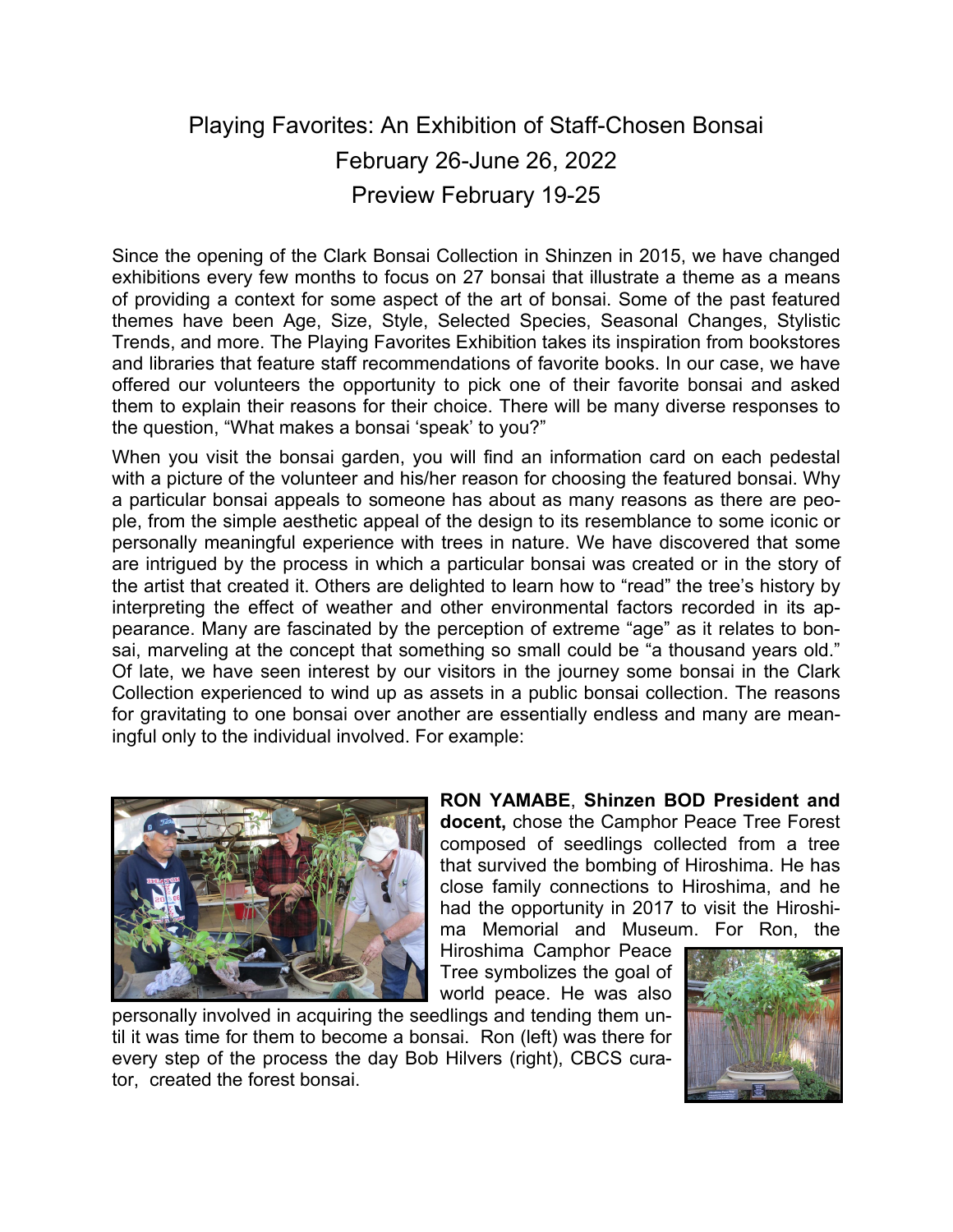# Playing Favorites: An Exhibition of Staff-Chosen Bonsai

## February 26-June 26, 2022

## Preview February 19-25

Since the opening of the Clark Bonsai Collection in Shinzen in 2015, we have changed exhibitions every few months to focus on 27 bonsai that illustrate a theme as a means of providing a context for some aspect of the art of bonsai. Some of the past featured themes have been Age, Size, Style, Selected Species, Seasonal Changes, Stylistic Trends, and more. The Playing Favorites Exhibition takes its inspiration from bookstores and libraries that feature staff recommendations of favorite books. In our case, we have offered our volunteers the opportunity to pick one of their favorite bonsai and asked them to explain their reasons for their choice. There will be many diverse responses to the question, "What makes a bonsai 'speak' to you?"

When you visit the bonsai garden, you will find an information card on each pedestal with a picture of the volunteer and his/her reason for choosing the featured bonsai. Why a particular bonsai appeals to someone has about as many reasons as there are people, from the simple aesthetic appeal of the design to its resemblance to some iconic or personally meaningful experience with trees in nature. We have discovered that some are intrigued by the process in which a particular bonsai was created or in the story of the artist that created it. Others are delighted to learn how to "read" the tree's history by interpreting the effect of weather and other environmental factors recorded in its appearance. Many are fascinated by the perception of extreme "age" as it relates to bonsai, marveling at the concept that something so small could be "a thousand years old." Of late, we have seen interest by our visitors in the journey some bonsai in the Clark Collection experienced to wind up as assets in a public bonsai collection. The reasons for gravitating to one bonsai over another are essentially endless and many are meaningful only to the individual involved. For example:

**RON YAMABE**, **Shinzen BOD President and docent,** chose the Camphor Peace Tree Forest composed of seedlings collected from a tree that survived the bombing of Hiroshima. He has close family connections to Hiroshima, and he had the opportunity in 2017 to visit the Hiroshima Memorial and Museum. For Ron, the Hiroshima Camphor Peace Tree symbolizes the goal of world peace. He was also personally involved in acquiring the seedlings and tending them until it was time for them to become a bonsai. Ron (left) was there for every step of the process the day Bob Hilvers (right), CBCS curator, created the forest bonsai.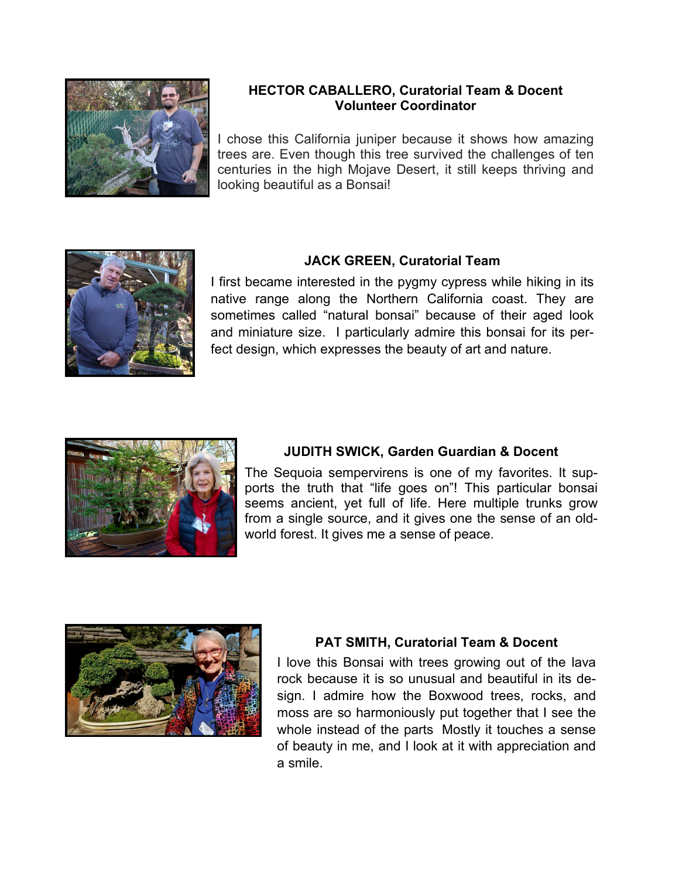### HECTOR CABALLERO, Curatorial Team & Docent Volunteer Coordinator

I chose this California juniper because it shows how amazing trees are. Even though this tree survived the challenges of ten centuries in the high Mojave Desert, it still keeps thriving and looking beautiful as a Bonsai!

### JACK GREEN, Curatorial Team

I first became interested in the pygmy cypress while hiking in its native range along the Northern California coast. They are sometimes called "natural bonsai" because of their aged look and miniature size. I particularly admire this bonsai for its perfect design, which expresses the beauty of art and nature.

### JUDITH SWICK, Garden Guardian & Docent

The Sequoia sempervirens is one of my favorites. It supports the truth that "life goes on"! This particular bonsai seems ancient, yet full of life. Here multiple trunks grow from a single source, and it gives one the sense of an old-world forest. It gives me a sense of peace.

### PAT SMITH, Curatorial Team & Docent

I love this Bonsai with trees growing out of the lava rock because it is so unusual and beautiful in its design. I admire how the Boxwood trees, rocks, and moss are so harmoniously put together that I see the whole instead of the parts Mostly it touches a sense of beauty in me, and I look at it with appreciation and a smile.